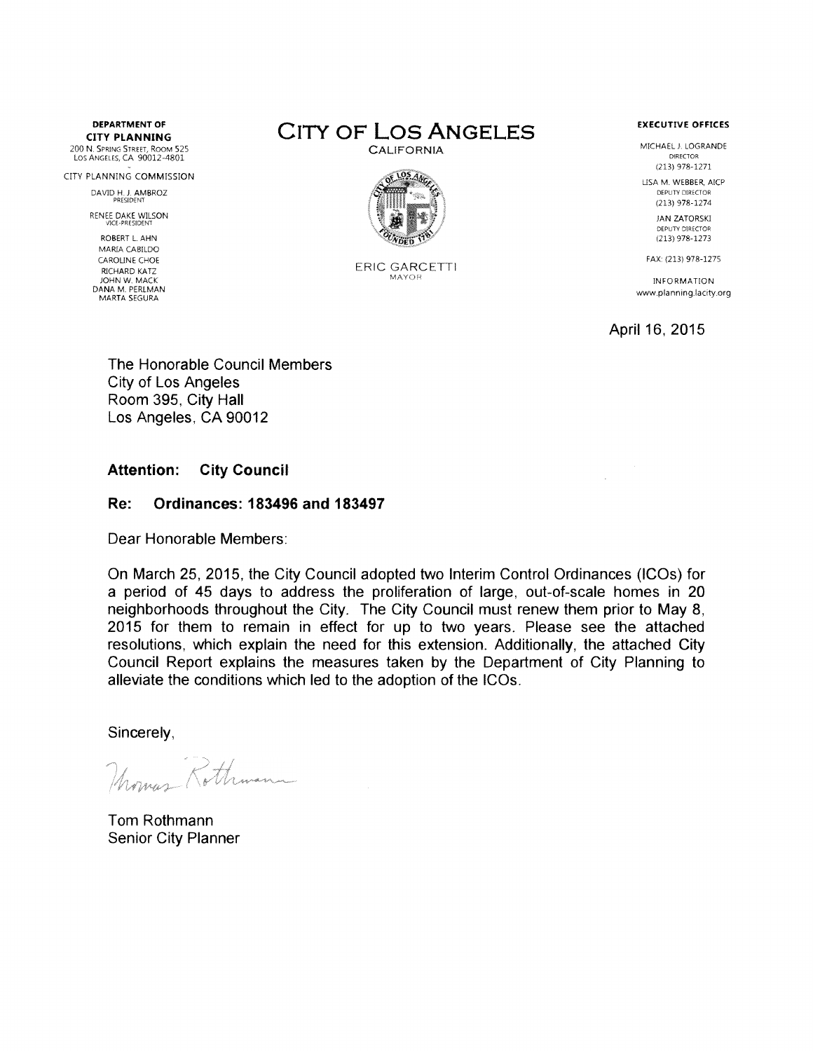**DEPARTMENT OF CITY PLANNING**
200 N. Spring Street, Room 525
Los Angeles, CA 90012-4801

CITY PLANNING COMMISSION

DAVID H. J. AMBROZ
PRESIDENT

RENEE DAKE WILSON
VICE-PRESIDENT

ROBERT L. AHN
MARIA CABILDO
CAROLINE CHOE
RICHARD KATZ
JOHN W. MACK
DANA M. PERLMAN
MARTA SEGURA

# CITY OF LOS ANGELES

CALIFORNIA

ERIC GARCETTI
MAYOR

**EXECUTIVE OFFICES**

MICHAEL J. LOGRANDE
DIRECTOR
(213) 978-1271

LISA M. WEBBER, AICP
DEPUTY DIRECTOR
(213) 978-1274

JAN ZATORSKI
DEPUTY DIRECTOR
(213) 978-1273

FAX: (213) 978-1275

INFORMATION
www.planning.lacity.org

April 16, 2015

The Honorable Council Members
City of Los Angeles
Room 395, City Hall
Los Angeles, CA 90012

**Attention: City Council**

**Re: Ordinances: 183496 and 183497**

Dear Honorable Members:

On March 25, 2015, the City Council adopted two Interim Control Ordinances (ICOs) for a period of 45 days to address the proliferation of large, out-of-scale homes in 20 neighborhoods throughout the City. The City Council must renew them prior to May 8, 2015 for them to remain in effect for up to two years. Please see the attached resolutions, which explain the need for this extension. Additionally, the attached City Council Report explains the measures taken by the Department of City Planning to alleviate the conditions which led to the adoption of the ICOs.

Sincerely,

Tom Rothmann
Senior City Planner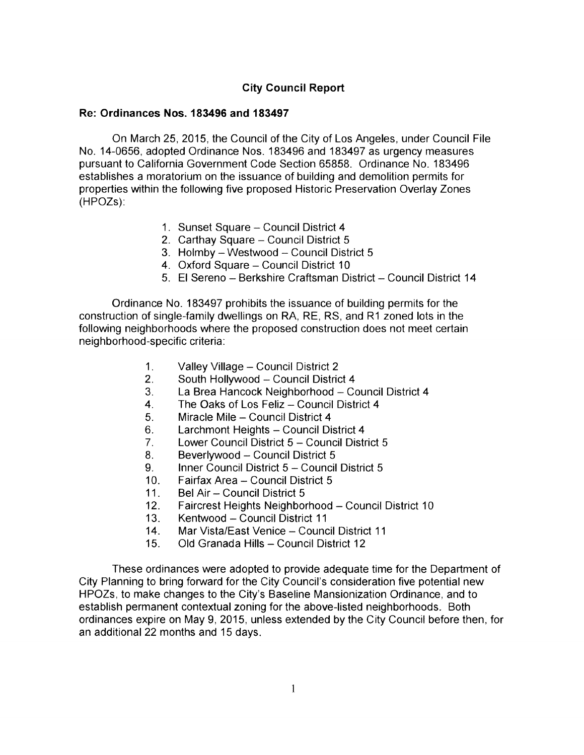## City Council Report

### Re: Ordinances Nos. 183496 and 183497

On March 25, 2015, the Council of the City of Los Angeles, under Council File No. 14-0656, adopted Ordinance Nos. 183496 and 183497 as urgency measures pursuant to California Government Code Section 65858. Ordinance No. 183496 establishes a moratorium on the issuance of building and demolition permits for properties within the following five proposed Historic Preservation Overlay Zones (HPOZs):

1. Sunset Square – Council District 4
2. Carthay Square – Council District 5
3. Holmby – Westwood – Council District 5
4. Oxford Square – Council District 10
5. El Sereno – Berkshire Craftsman District – Council District 14

Ordinance No. 183497 prohibits the issuance of building permits for the construction of single-family dwellings on RA, RE, RS, and R1 zoned lots in the following neighborhoods where the proposed construction does not meet certain neighborhood-specific criteria:

1. Valley Village – Council District 2
2. South Hollywood – Council District 4
3. La Brea Hancock Neighborhood – Council District 4
4. The Oaks of Los Feliz – Council District 4
5. Miracle Mile – Council District 4
6. Larchmont Heights – Council District 4
7. Lower Council District 5 – Council District 5
8. Beverlywood – Council District 5
9. Inner Council District 5 – Council District 5
10. Fairfax Area – Council District 5
11. Bel Air – Council District 5
12. Faircrest Heights Neighborhood – Council District 10
13. Kentwood – Council District 11
14. Mar Vista/East Venice – Council District 11
15. Old Granada Hills – Council District 12

These ordinances were adopted to provide adequate time for the Department of City Planning to bring forward for the City Council's consideration five potential new HPOZs, to make changes to the City's Baseline Mansionization Ordinance, and to establish permanent contextual zoning for the above-listed neighborhoods. Both ordinances expire on May 9, 2015, unless extended by the City Council before then, for an additional 22 months and 15 days.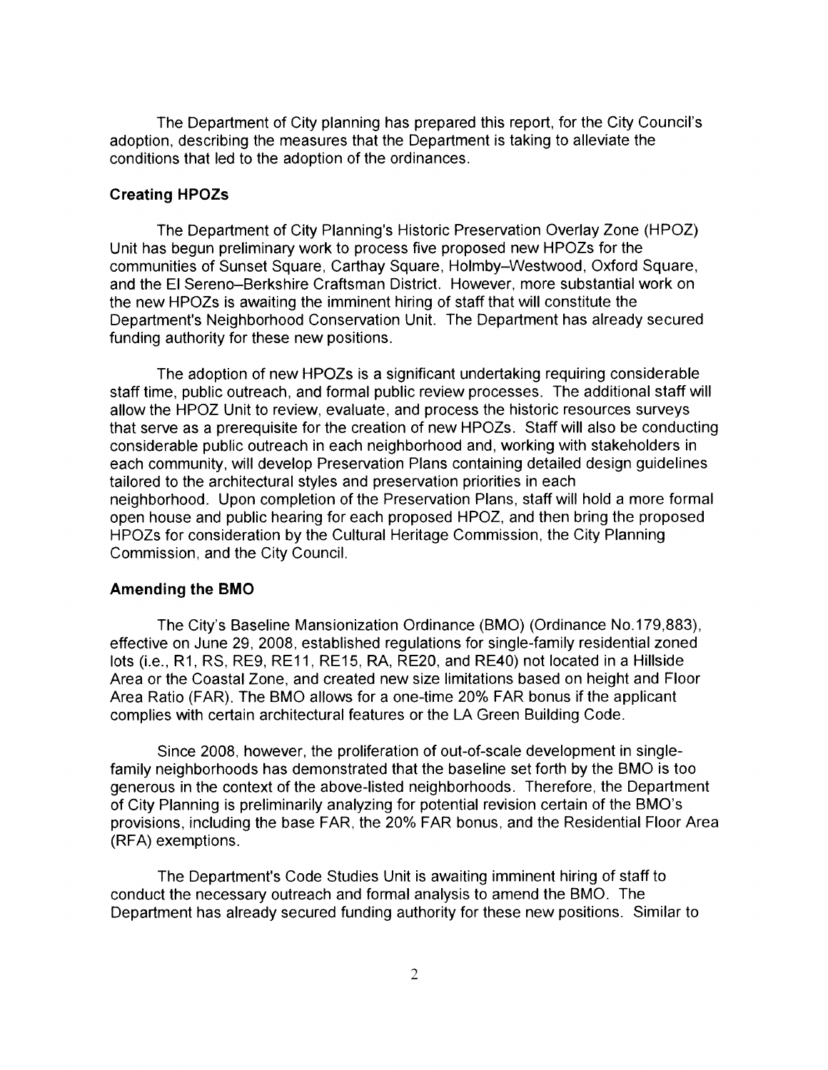The Department of City planning has prepared this report, for the City Council's adoption, describing the measures that the Department is taking to alleviate the conditions that led to the adoption of the ordinances.

**Creating HPOZs**

The Department of City Planning's Historic Preservation Overlay Zone (HPOZ) Unit has begun preliminary work to process five proposed new HPOZs for the communities of Sunset Square, Carthay Square, Holmby–Westwood, Oxford Square, and the El Sereno–Berkshire Craftsman District. However, more substantial work on the new HPOZs is awaiting the imminent hiring of staff that will constitute the Department's Neighborhood Conservation Unit. The Department has already secured funding authority for these new positions.

The adoption of new HPOZs is a significant undertaking requiring considerable staff time, public outreach, and formal public review processes. The additional staff will allow the HPOZ Unit to review, evaluate, and process the historic resources surveys that serve as a prerequisite for the creation of new HPOZs. Staff will also be conducting considerable public outreach in each neighborhood and, working with stakeholders in each community, will develop Preservation Plans containing detailed design guidelines tailored to the architectural styles and preservation priorities in each neighborhood. Upon completion of the Preservation Plans, staff will hold a more formal open house and public hearing for each proposed HPOZ, and then bring the proposed HPOZs for consideration by the Cultural Heritage Commission, the City Planning Commission, and the City Council.

**Amending the BMO**

The City's Baseline Mansionization Ordinance (BMO) (Ordinance No.179,883), effective on June 29, 2008, established regulations for single-family residential zoned lots (i.e., R1, RS, RE9, RE11, RE15, RA, RE20, and RE40) not located in a Hillside Area or the Coastal Zone, and created new size limitations based on height and Floor Area Ratio (FAR). The BMO allows for a one-time 20% FAR bonus if the applicant complies with certain architectural features or the LA Green Building Code.

Since 2008, however, the proliferation of out-of-scale development in single-family neighborhoods has demonstrated that the baseline set forth by the BMO is too generous in the context of the above-listed neighborhoods. Therefore, the Department of City Planning is preliminarily analyzing for potential revision certain of the BMO's provisions, including the base FAR, the 20% FAR bonus, and the Residential Floor Area (RFA) exemptions.

The Department's Code Studies Unit is awaiting imminent hiring of staff to conduct the necessary outreach and formal analysis to amend the BMO. The Department has already secured funding authority for these new positions. Similar to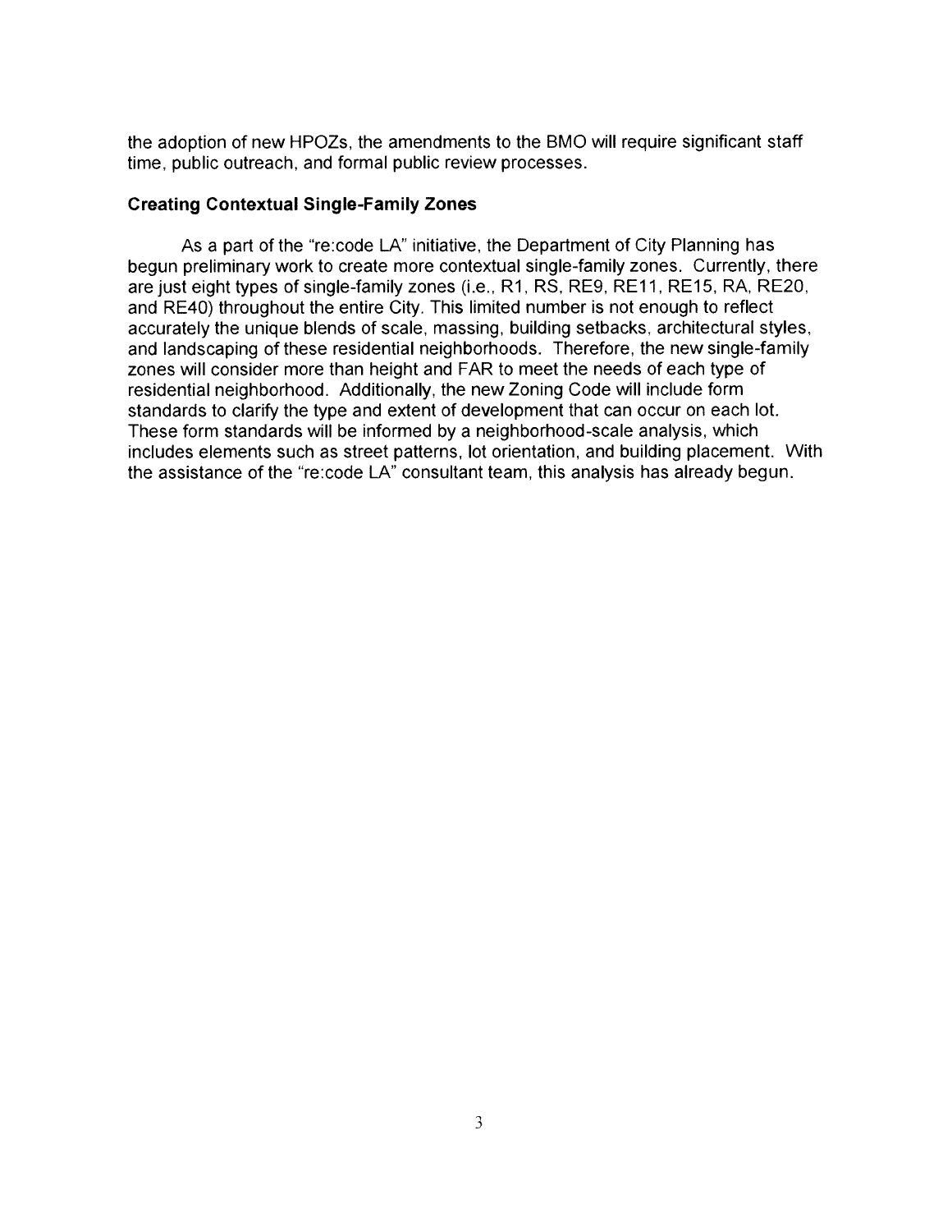the adoption of new HPOZs, the amendments to the BMO will require significant staff time, public outreach, and formal public review processes.

**Creating Contextual Single-Family Zones**

As a part of the "re:code LA" initiative, the Department of City Planning has begun preliminary work to create more contextual single-family zones. Currently, there are just eight types of single-family zones (i.e., R1, RS, RE9, RE11, RE15, RA, RE20, and RE40) throughout the entire City. This limited number is not enough to reflect accurately the unique blends of scale, massing, building setbacks, architectural styles, and landscaping of these residential neighborhoods. Therefore, the new single-family zones will consider more than height and FAR to meet the needs of each type of residential neighborhood. Additionally, the new Zoning Code will include form standards to clarify the type and extent of development that can occur on each lot. These form standards will be informed by a neighborhood-scale analysis, which includes elements such as street patterns, lot orientation, and building placement. With the assistance of the "re:code LA" consultant team, this analysis has already begun.